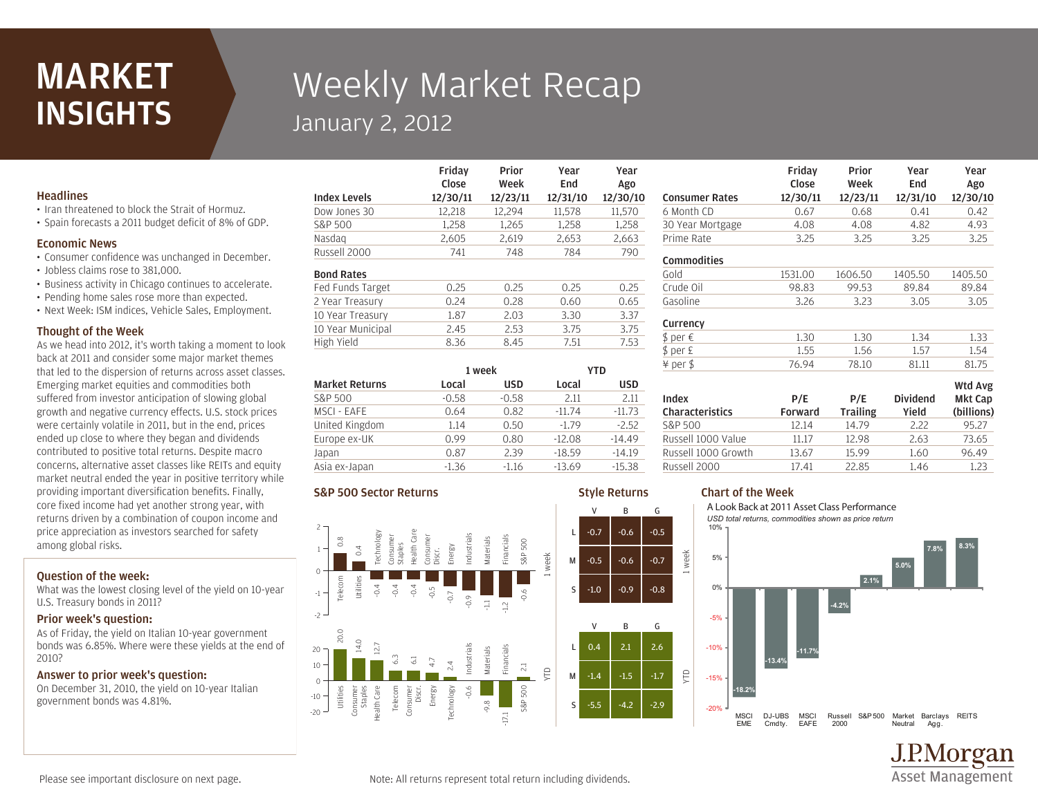# MARKET INSIGHTS

# Weekly Market Recap

January 2, 2012

## Headlines

- Iran threatened to block the Strait of Hormuz.
- Spain forecasts a 2011 budget deficit of 8% of GDP.

## Economic News

- Consumer confidence was unchanged in December.
- Jobless claims rose to 381,000.
- Business activity in Chicago continues to accelerate.
- Pending home sales rose more than expected.
- Next Week: ISM indices, Vehicle Sales, Employment.

## Thought of the Week

As we head into 2012, it's worth taking a moment to look back at 2011 and consider some major market themes that led to the dispersion of returns across asset classes. Emerging market equities and commodities both suffered from investor anticipation of slowing global growth and negative currency effects. U.S. stock prices were certainly volatile in 2011, but in the end, prices ended up close to where they began and dividends contributed to positive total returns. Despite macro concerns, alternative asset classes like REITs and equity market neutral ended the year in positive territory while providing important diversification benefits. Finally, core fixed income had yet another strong year, with returns driven by a combination of coupon income and price appreciation as investors searched for safety among global risks.

## Question of the week:

What was the lowest closing level of the yield on 10-year U.S. Treasury bonds in 2011?

## Prior week's question:

As of Friday, the yield on Italian 10-year government bonds was 6.85%. Where were these yields at the end of 2010?

## Answer to prior week's question:

On December 31, 2010, the yield on 10-year Italian government bonds was 4.81%.

| Index Levels | Friday Close 12/30/11 | Prior Week 12/23/11 | Year End 12/31/10 | Year Ago 12/30/10 |
|---|---|---|---|---|
| Dow Jones 30 | 12,218 | 12,294 | 11,578 | 11,570 |
| S&P 500 | 1,258 | 1,265 | 1,258 | 1,258 |
| Nasdaq | 2,605 | 2,619 | 2,653 | 2,663 |
| Russell 2000 | 741 | 748 | 784 | 790 |
| **Bond Rates** | | | | |
| Fed Funds Target | 0.25 | 0.25 | 0.25 | 0.25 |
| 2 Year Treasury | 0.24 | 0.28 | 0.60 | 0.65 |
| 10 Year Treasury | 1.87 | 2.03 | 3.30 | 3.37 |
| 10 Year Municipal | 2.45 | 2.53 | 3.75 | 3.75 |
| High Yield | 8.36 | 8.45 | 7.51 | 7.53 |

| | 1 week | | YTD | |
|---|---|---|---|---|
| **Market Returns** | **Local** | **USD** | **Local** | **USD** |
| S&P 500 | -0.58 | -0.58 | 2.11 | 2.11 |
| MSCI - EAFE | 0.64 | 0.82 | -11.74 | -11.73 |
| United Kingdom | 1.14 | 0.50 | -1.79 | -2.52 |
| Europe ex-UK | 0.99 | 0.80 | -12.08 | -14.49 |
| Japan | 0.87 | 2.39 | -18.59 | -14.19 |
| Asia ex-Japan | -1.36 | -1.16 | -13.69 | -15.38 |

| Consumer Rates | Friday Close 12/30/11 | Prior Week 12/23/11 | Year End 12/31/10 | Year Ago 12/30/10 |
|---|---|---|---|---|
| 6 Month CD | 0.67 | 0.68 | 0.41 | 0.42 |
| 30 Year Mortgage | 4.08 | 4.08 | 4.82 | 4.93 |
| Prime Rate | 3.25 | 3.25 | 3.25 | 3.25 |
| **Commodities** | | | | |
| Gold | 1531.00 | 1606.50 | 1405.50 | 1405.50 |
| Crude Oil | 98.83 | 99.53 | 89.84 | 89.84 |
| Gasoline | 3.26 | 3.23 | 3.05 | 3.05 |
| **Currency** | | | | |
| $ per € | 1.30 | 1.30 | 1.34 | 1.33 |
| $ per £ | 1.55 | 1.56 | 1.57 | 1.54 |
| ¥ per $ | 76.94 | 78.10 | 81.11 | 81.75 |

| Index Characteristics | P/E Forward | P/E Trailing | Dividend Yield | Wtd Avg Mkt Cap (billions) |
|---|---|---|---|---|
| S&P 500 | 12.14 | 14.79 | 2.22 | 95.27 |
| Russell 1000 Value | 11.17 | 12.98 | 2.63 | 73.65 |
| Russell 1000 Growth | 13.67 | 15.99 | 1.60 | 96.49 |
| Russell 2000 | 17.41 | 22.85 | 1.46 | 1.23 |

## S&P 500 Sector Returns

**1 week**

| Sector | Return |
|---|---|
| Telecom | 0.8 |
| Utilities | 0.4 |
| Technology | -0.4 |
| Consumer Staples | -0.4 |
| Health Care | -0.4 |
| Consumer Discr. | -0.5 |
| Energy | -0.7 |
| Industrials | -0.9 |
| Materials | -1.1 |
| Financials | -1.2 |
| S&P 500 | -0.6 |

**YTD**

| Sector | Return |
|---|---|
| Utilities | 20.0 |
| Consumer Staples | 14.0 |
| Health Care | 12.7 |
| Telecom | 6.3 |
| Consumer Discr. | 6.1 |
| Energy | 4.7 |
| Technology | 2.4 |
| Industrials | -0.6 |
| Materials | -9.8 |
| Financials | -17.1 |
| S&P 500 | 2.1 |

## Style Returns

**1 week**

| | V | B | G |
|---|---|---|---|
| L | -0.7 | -0.6 | -0.5 |
| M | -0.5 | -0.6 | -0.7 |
| S | -1.0 | -0.9 | -0.8 |

**YTD**

| | V | B | G |
|---|---|---|---|
| L | 0.4 | 2.1 | 2.6 |
| M | -1.4 | -1.5 | -1.7 |
| S | -5.5 | -4.2 | -2.9 |

## Chart of the Week

A Look Back at 2011 Asset Class Performance

*USD total returns, commodities shown as price return*

| Asset Class | Return |
|---|---|
| MSCI EME | -18.2% |
| DJ-UBS Cmdty. | -13.4% |
| MSCI EAFE | -11.7% |
| Russell 2000 | -4.2% |
| S&P 500 | 2.1% |
| Market Neutral | 5.0% |
| Barclays Agg. | 7.8% |
| REITS | 8.3% |

Please see important disclosure on next page.

Note: All returns represent total return including dividends.

J.P.Morgan Asset Management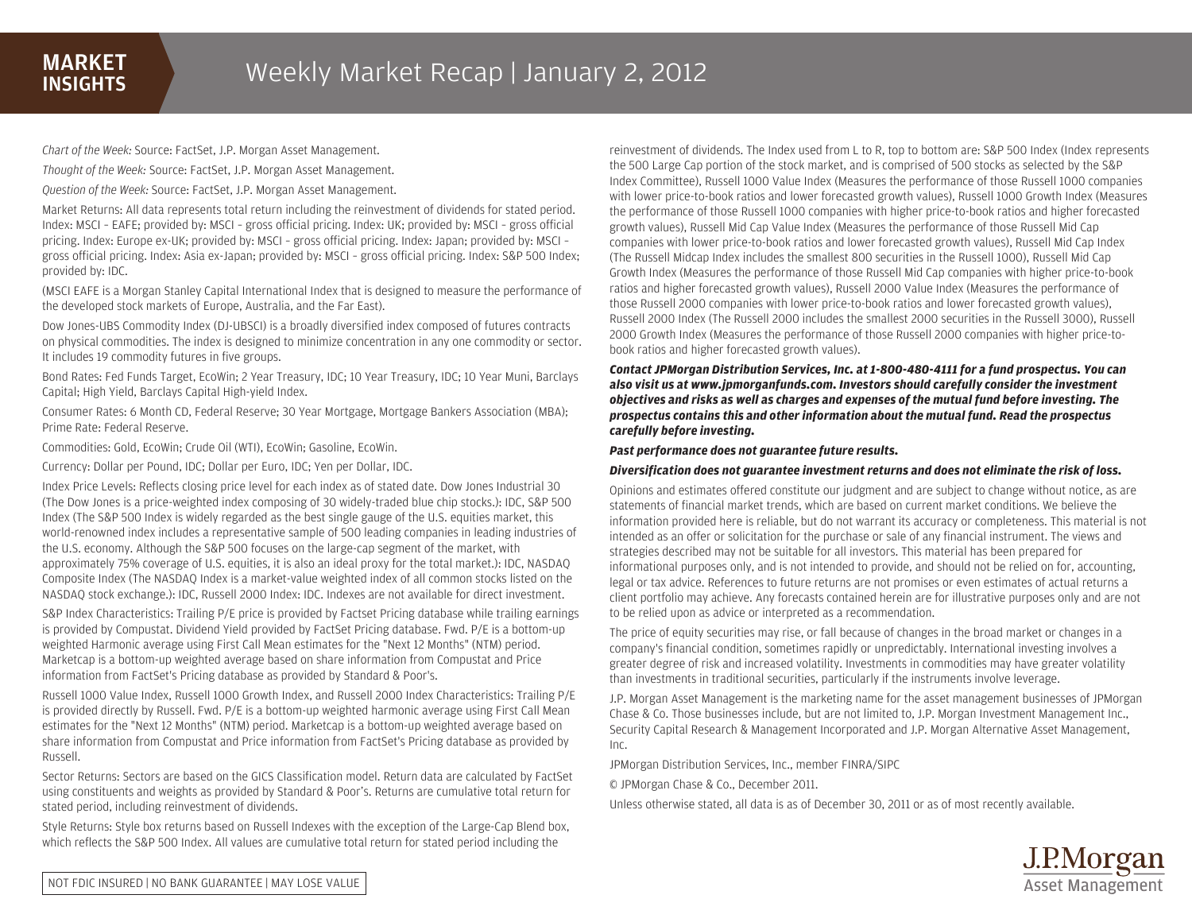# MARKET INSIGHTS

## Weekly Market Recap | January 2, 2012

*Chart of the Week:* Source: FactSet, J.P. Morgan Asset Management.

*Thought of the Week:* Source: FactSet, J.P. Morgan Asset Management.

*Question of the Week:* Source: FactSet, J.P. Morgan Asset Management.

Market Returns: All data represents total return including the reinvestment of dividends for stated period. Index: MSCI – EAFE; provided by: MSCI – gross official pricing. Index: UK; provided by: MSCI – gross official pricing. Index: Europe ex-UK; provided by: MSCI – gross official pricing. Index: Japan; provided by: MSCI – gross official pricing. Index: Asia ex-Japan; provided by: MSCI – gross official pricing. Index: S&P 500 Index; provided by: IDC.

(MSCI EAFE is a Morgan Stanley Capital International Index that is designed to measure the performance of the developed stock markets of Europe, Australia, and the Far East).

Dow Jones-UBS Commodity Index (DJ-UBSCI) is a broadly diversified index composed of futures contracts on physical commodities. The index is designed to minimize concentration in any one commodity or sector. It includes 19 commodity futures in five groups.

Bond Rates: Fed Funds Target, EcoWin; 2 Year Treasury, IDC; 10 Year Treasury, IDC; 10 Year Muni, Barclays Capital; High Yield, Barclays Capital High-yield Index.

Consumer Rates: 6 Month CD, Federal Reserve; 30 Year Mortgage, Mortgage Bankers Association (MBA); Prime Rate: Federal Reserve.

Commodities: Gold, EcoWin; Crude Oil (WTI), EcoWin; Gasoline, EcoWin.

Currency: Dollar per Pound, IDC; Dollar per Euro, IDC; Yen per Dollar, IDC.

Index Price Levels: Reflects closing price level for each index as of stated date. Dow Jones Industrial 30 (The Dow Jones is a price-weighted index composing of 30 widely-traded blue chip stocks.): IDC, S&P 500 Index (The S&P 500 Index is widely regarded as the best single gauge of the U.S. equities market, this world-renowned index includes a representative sample of 500 leading companies in leading industries of the U.S. economy. Although the S&P 500 focuses on the large-cap segment of the market, with approximately 75% coverage of U.S. equities, it is also an ideal proxy for the total market.): IDC, NASDAQ Composite Index (The NASDAQ Index is a market-value weighted index of all common stocks listed on the NASDAQ stock exchange.): IDC, Russell 2000 Index: IDC. Indexes are not available for direct investment.

S&P Index Characteristics: Trailing P/E price is provided by Factset Pricing database while trailing earnings is provided by Compustat. Dividend Yield provided by FactSet Pricing database. Fwd. P/E is a bottom-up weighted Harmonic average using First Call Mean estimates for the "Next 12 Months" (NTM) period. Marketcap is a bottom-up weighted average based on share information from Compustat and Price information from FactSet's Pricing database as provided by Standard & Poor's.

Russell 1000 Value Index, Russell 1000 Growth Index, and Russell 2000 Index Characteristics: Trailing P/E is provided directly by Russell. Fwd. P/E is a bottom-up weighted harmonic average using First Call Mean estimates for the "Next 12 Months" (NTM) period. Marketcap is a bottom-up weighted average based on share information from Compustat and Price information from FactSet's Pricing database as provided by Russell.

Sector Returns: Sectors are based on the GICS Classification model. Return data are calculated by FactSet using constituents and weights as provided by Standard & Poor's. Returns are cumulative total return for stated period, including reinvestment of dividends.

Style Returns: Style box returns based on Russell Indexes with the exception of the Large-Cap Blend box, which reflects the S&P 500 Index. All values are cumulative total return for stated period including the reinvestment of dividends. The Index used from L to R, top to bottom are: S&P 500 Index (Index represents the 500 Large Cap portion of the stock market, and is comprised of 500 stocks as selected by the S&P Index Committee), Russell 1000 Value Index (Measures the performance of those Russell 1000 companies with lower price-to-book ratios and lower forecasted growth values), Russell 1000 Growth Index (Measures the performance of those Russell 1000 companies with higher price-to-book ratios and higher forecasted growth values), Russell Mid Cap Value Index (Measures the performance of those Russell Mid Cap companies with lower price-to-book ratios and lower forecasted growth values), Russell Mid Cap Index (The Russell Midcap Index includes the smallest 800 securities in the Russell 1000), Russell Mid Cap Growth Index (Measures the performance of those Russell Mid Cap companies with higher price-to-book ratios and higher forecasted growth values), Russell 2000 Value Index (Measures the performance of those Russell 2000 companies with lower price-to-book ratios and lower forecasted growth values), Russell 2000 Index (The Russell 2000 includes the smallest 2000 securities in the Russell 3000), Russell 2000 Growth Index (Measures the performance of those Russell 2000 companies with higher price-to-book ratios and higher forecasted growth values).

***Contact JPMorgan Distribution Services, Inc. at 1-800-480-4111 for a fund prospectus. You can also visit us at www.jpmorganfunds.com. Investors should carefully consider the investment objectives and risks as well as charges and expenses of the mutual fund before investing. The prospectus contains this and other information about the mutual fund. Read the prospectus carefully before investing.***

***Past performance does not guarantee future results.***

***Diversification does not guarantee investment returns and does not eliminate the risk of loss.***

Opinions and estimates offered constitute our judgment and are subject to change without notice, as are statements of financial market trends, which are based on current market conditions. We believe the information provided here is reliable, but do not warrant its accuracy or completeness. This material is not intended as an offer or solicitation for the purchase or sale of any financial instrument. The views and strategies described may not be suitable for all investors. This material has been prepared for informational purposes only, and is not intended to provide, and should not be relied on for, accounting, legal or tax advice. References to future returns are not promises or even estimates of actual returns a client portfolio may achieve. Any forecasts contained herein are for illustrative purposes only and are not to be relied upon as advice or interpreted as a recommendation.

The price of equity securities may rise, or fall because of changes in the broad market or changes in a company's financial condition, sometimes rapidly or unpredictably. International investing involves a greater degree of risk and increased volatility. Investments in commodities may have greater volatility than investments in traditional securities, particularly if the instruments involve leverage.

J.P. Morgan Asset Management is the marketing name for the asset management businesses of JPMorgan Chase & Co. Those businesses include, but are not limited to, J.P. Morgan Investment Management Inc., Security Capital Research & Management Incorporated and J.P. Morgan Alternative Asset Management, Inc.

JPMorgan Distribution Services, Inc., member FINRA/SIPC

© JPMorgan Chase & Co., December 2011.

Unless otherwise stated, all data is as of December 30, 2011 or as of most recently available.

NOT FDIC INSURED | NO BANK GUARANTEE | MAY LOSE VALUE

J.P.Morgan
Asset Management